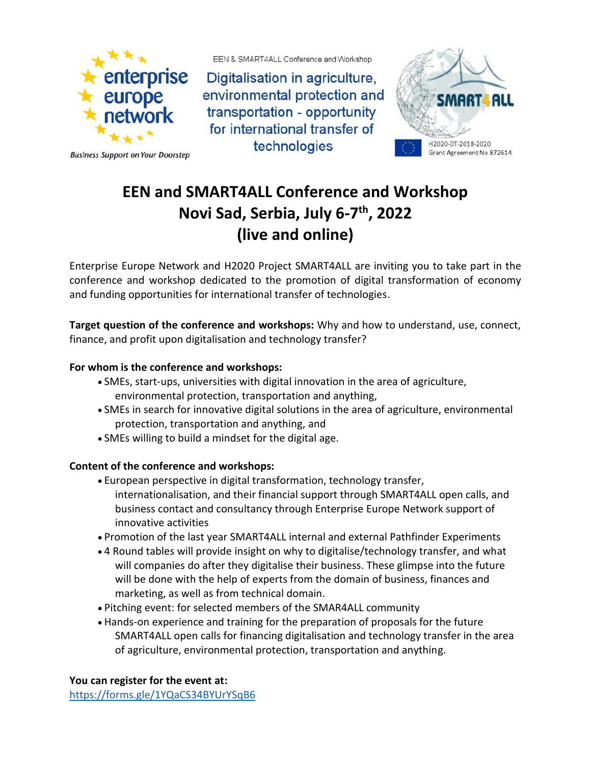EEN & SMART4ALL Conference and Workshop

Digitalisation in agriculture, environmental protection and transportation - opportunity for international transfer of technologies

*Business Support on Your Doorstep*

H2020-DT-2018-2020
Grant Agreement No 872614

# EEN and SMART4ALL Conference and Workshop
# Novi Sad, Serbia, July 6-7th, 2022
# (live and online)

Enterprise Europe Network and H2020 Project SMART4ALL are inviting you to take part in the conference and workshop dedicated to the promotion of digital transformation of economy and funding opportunities for international transfer of technologies.

**Target question of the conference and workshops:** Why and how to understand, use, connect, finance, and profit upon digitalisation and technology transfer?

**For whom is the conference and workshops:**

- SMEs, start-ups, universities with digital innovation in the area of agriculture, environmental protection, transportation and anything,
- SMEs in search for innovative digital solutions in the area of agriculture, environmental protection, transportation and anything, and
- SMEs willing to build a mindset for the digital age.

**Content of the conference and workshops:**

- European perspective in digital transformation, technology transfer, internationalisation, and their financial support through SMART4ALL open calls, and business contact and consultancy through Enterprise Europe Network support of innovative activities
- Promotion of the last year SMART4ALL internal and external Pathfinder Experiments
- 4 Round tables will provide insight on why to digitalise/technology transfer, and what will companies do after they digitalise their business. These glimpse into the future will be done with the help of experts from the domain of business, finances and marketing, as well as from technical domain.
- Pitching event: for selected members of the SMAR4ALL community
- Hands-on experience and training for the preparation of proposals for the future SMART4ALL open calls for financing digitalisation and technology transfer in the area of agriculture, environmental protection, transportation and anything.

**You can register for the event at:**
https://forms.gle/1YQaCS34BYUrYSqB6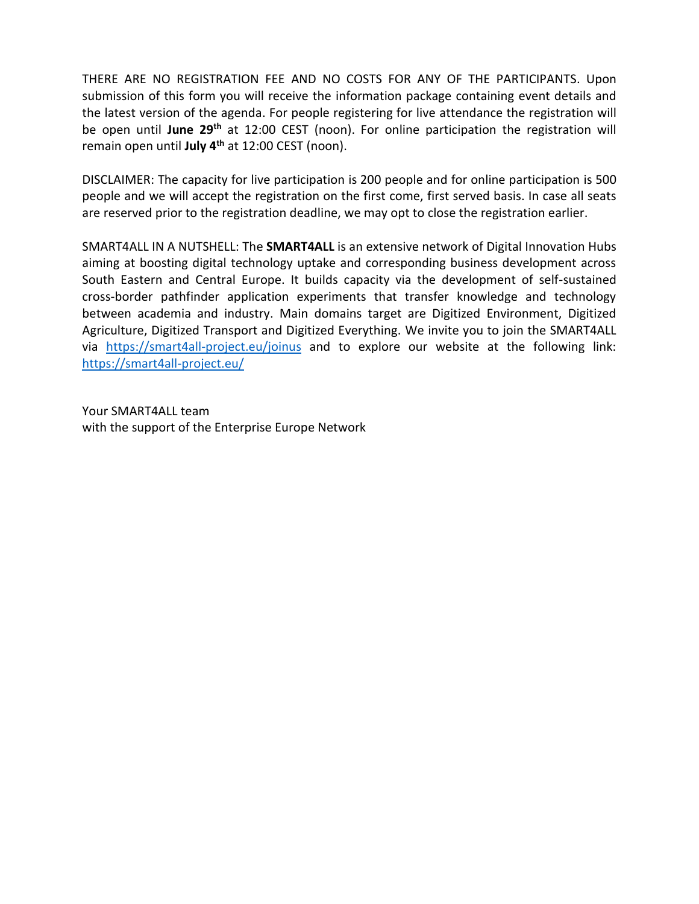THERE ARE NO REGISTRATION FEE AND NO COSTS FOR ANY OF THE PARTICIPANTS. Upon submission of this form you will receive the information package containing event details and the latest version of the agenda. For people registering for live attendance the registration will be open until **June 29th** at 12:00 CEST (noon). For online participation the registration will remain open until **July 4th** at 12:00 CEST (noon).

DISCLAIMER: The capacity for live participation is 200 people and for online participation is 500 people and we will accept the registration on the first come, first served basis. In case all seats are reserved prior to the registration deadline, we may opt to close the registration earlier.

SMART4ALL IN A NUTSHELL: The **SMART4ALL** is an extensive network of Digital Innovation Hubs aiming at boosting digital technology uptake and corresponding business development across South Eastern and Central Europe. It builds capacity via the development of self-sustained cross-border pathfinder application experiments that transfer knowledge and technology between academia and industry. Main domains target are Digitized Environment, Digitized Agriculture, Digitized Transport and Digitized Everything. We invite you to join the SMART4ALL via https://smart4all-project.eu/joinus and to explore our website at the following link: https://smart4all-project.eu/

Your SMART4ALL team
with the support of the Enterprise Europe Network